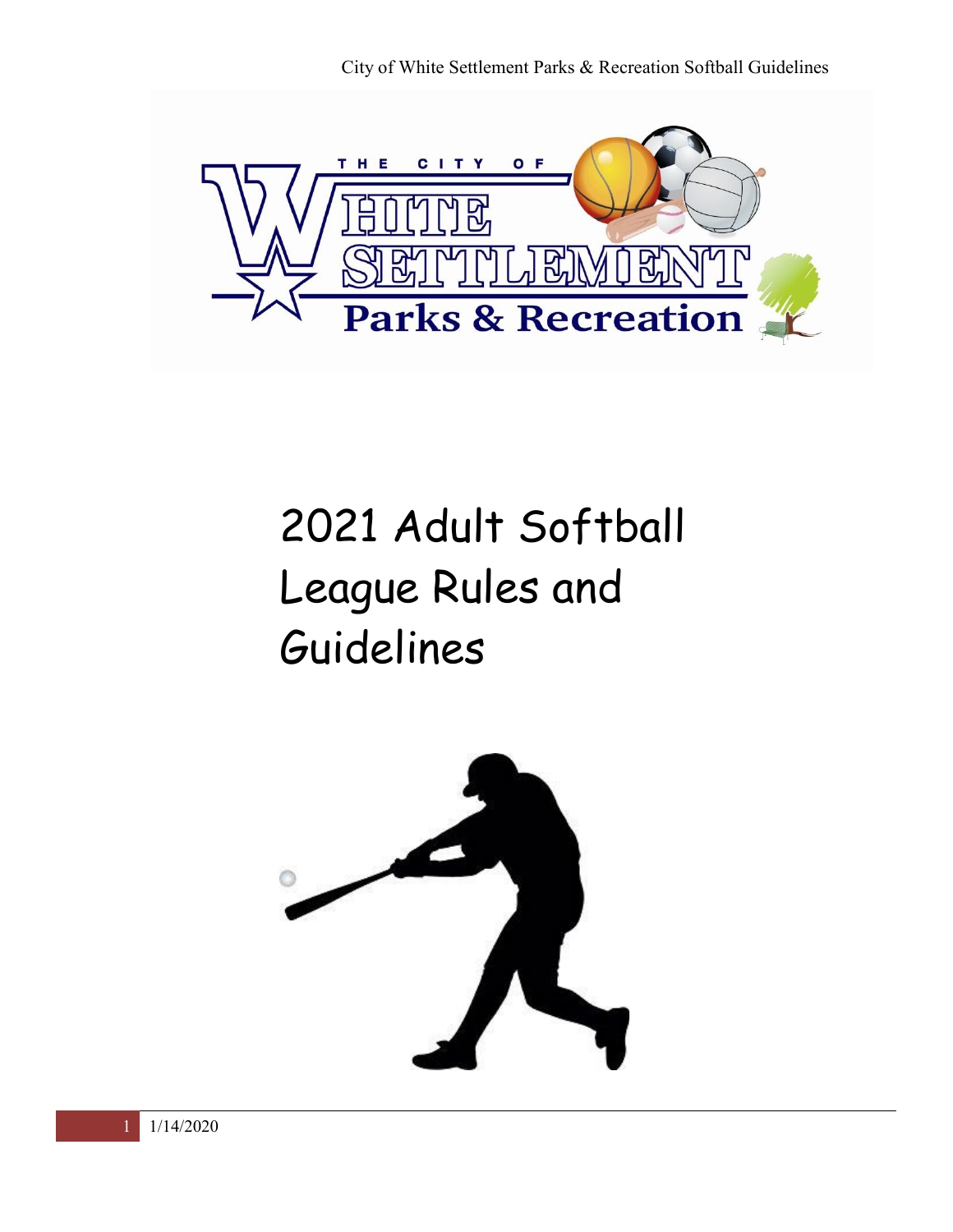# 2021 Adult Softball League Rules and Guidelines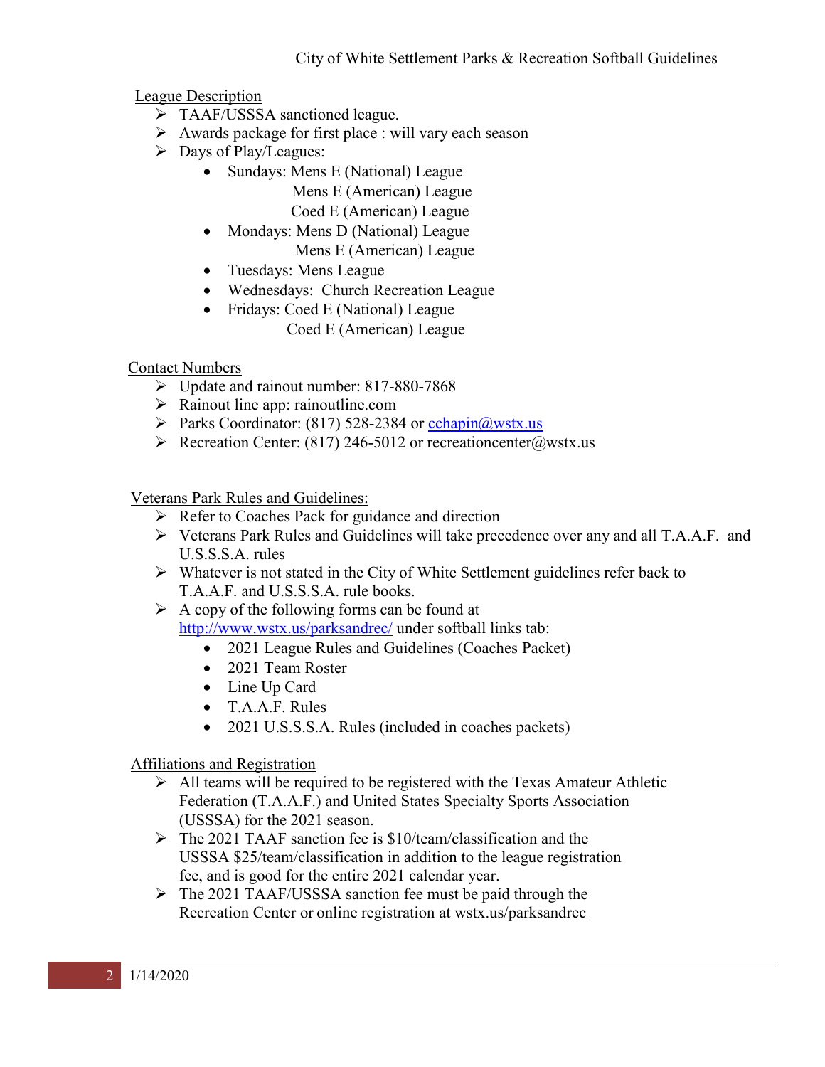## League Description

- TAAF/USSSA sanctioned league.
- Awards package for first place : will vary each season
- Days of Play/Leagues:
  - Sundays: Mens E (National) League
    Mens E (American) League
    Coed E (American) League
  - Mondays: Mens D (National) League
    Mens E (American) League
  - Tuesdays: Mens League
  - Wednesdays: Church Recreation League
  - Fridays: Coed E (National) League
    Coed E (American) League

## Contact Numbers

- Update and rainout number: 817-880-7868
- Rainout line app: rainoutline.com
- Parks Coordinator: (817) 528-2384 or cchapin@wstx.us
- Recreation Center: (817) 246-5012 or recreationcenter@wstx.us

## Veterans Park Rules and Guidelines:

- Refer to Coaches Pack for guidance and direction
- Veterans Park Rules and Guidelines will take precedence over any and all T.A.A.F. and U.S.S.S.A. rules
- Whatever is not stated in the City of White Settlement guidelines refer back to T.A.A.F. and U.S.S.S.A. rule books.
- A copy of the following forms can be found at http://www.wstx.us/parksandrec/ under softball links tab:
  - 2021 League Rules and Guidelines (Coaches Packet)
  - 2021 Team Roster
  - Line Up Card
  - T.A.A.F. Rules
  - 2021 U.S.S.S.A. Rules (included in coaches packets)

## Affiliations and Registration

- All teams will be required to be registered with the Texas Amateur Athletic Federation (T.A.A.F.) and United States Specialty Sports Association (USSSA) for the 2021 season.
- The 2021 TAAF sanction fee is $10/team/classification and the USSSA $25/team/classification in addition to the league registration fee, and is good for the entire 2021 calendar year.
- The 2021 TAAF/USSSA sanction fee must be paid through the Recreation Center or online registration at wstx.us/parksandrec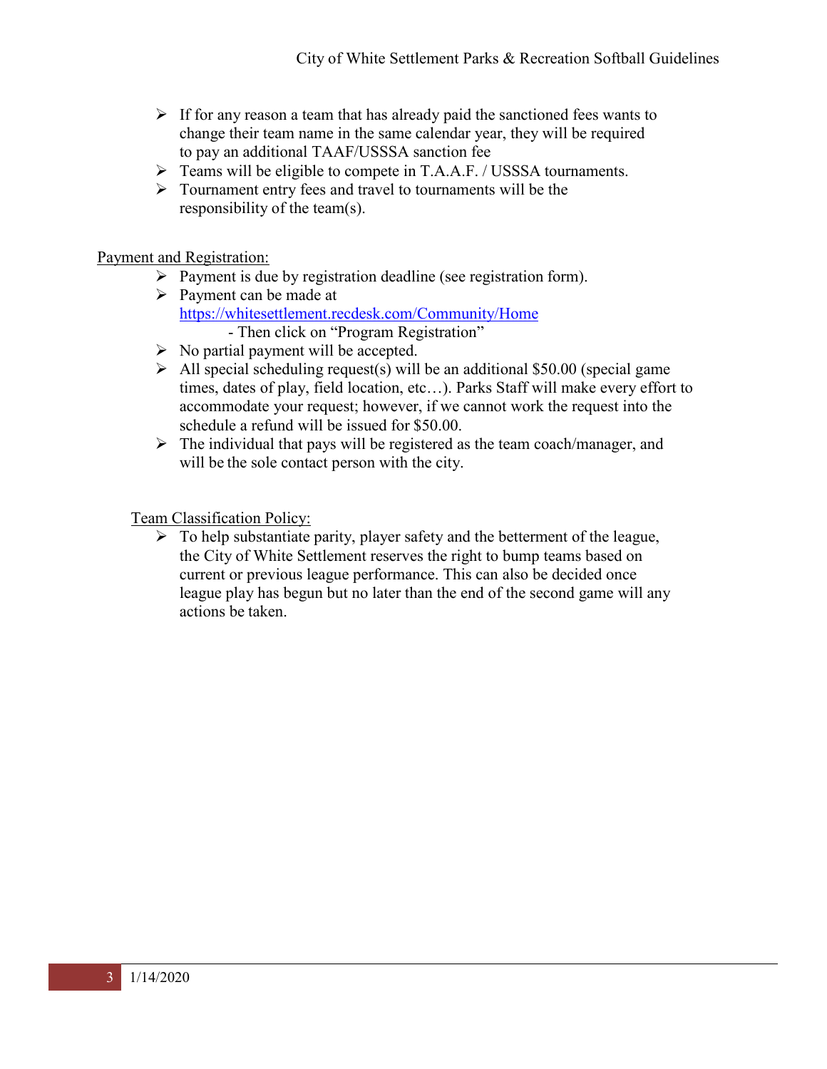- If for any reason a team that has already paid the sanctioned fees wants to change their team name in the same calendar year, they will be required to pay an additional TAAF/USSSA sanction fee
- Teams will be eligible to compete in T.A.A.F. / USSSA tournaments.
- Tournament entry fees and travel to tournaments will be the responsibility of the team(s).

## Payment and Registration:

- Payment is due by registration deadline (see registration form).
- Payment can be made at [https://whitesettlement.recdesk.com/Community/Home](https://whitesettlement.recdesk.com/Community/Home)
  - Then click on "Program Registration"
- No partial payment will be accepted.
- All special scheduling request(s) will be an additional $50.00 (special game times, dates of play, field location, etc…). Parks Staff will make every effort to accommodate your request; however, if we cannot work the request into the schedule a refund will be issued for $50.00.
- The individual that pays will be registered as the team coach/manager, and will be the sole contact person with the city.

## Team Classification Policy:

- To help substantiate parity, player safety and the betterment of the league, the City of White Settlement reserves the right to bump teams based on current or previous league performance. This can also be decided once league play has begun but no later than the end of the second game will any actions be taken.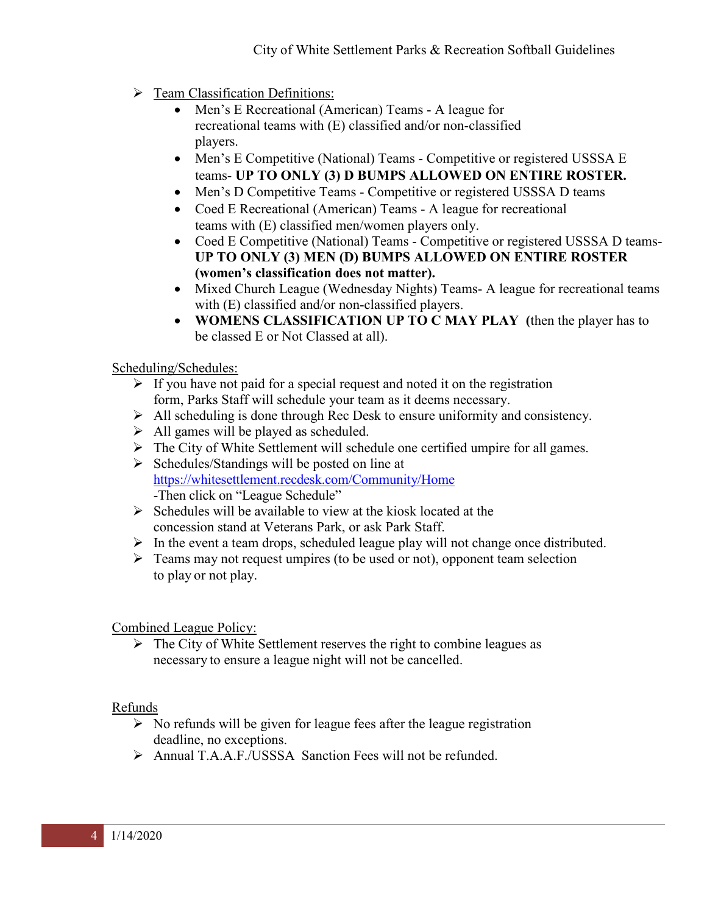- Team Classification Definitions:
    - Men's E Recreational (American) Teams - A league for recreational teams with (E) classified and/or non-classified players.
    - Men's E Competitive (National) Teams - Competitive or registered USSSA E teams- **UP TO ONLY (3) D BUMPS ALLOWED ON ENTIRE ROSTER.**
    - Men's D Competitive Teams - Competitive or registered USSSA D teams only.
    - Coed E Recreational (American) Teams - A league for recreational teams with (E) classified men/women players only.
    - Coed E Competitive (National) Teams - Competitive or registered USSSA D teams- **UP TO ONLY (3) MEN (D) BUMPS ALLOWED ON ENTIRE ROSTER (women's classification does not matter).**
    - Mixed Church League (Wednesday Nights) Teams- A league for recreational teams with (E) classified and/or non-classified players.
    - **WOMENS CLASSIFICATION UP TO C MAY PLAY (**then the player has to be classed E or Not Classed at all).

Scheduling/Schedules:

- If you have not paid for a special request and noted it on the registration form, Parks Staff will schedule your team as it deems necessary.
- All scheduling is done through Rec Desk to ensure uniformity and consistency.
- All games will be played as scheduled.
- The City of White Settlement will schedule one certified umpire for all games.
- Schedules/Standings will be posted on line at https://whitesettlement.recdesk.com/Community/Home
  -Then click on "League Schedule"
- Schedules will be available to view at the kiosk located at the concession stand at Veterans Park, or ask Park Staff.
- In the event a team drops, scheduled league play will not change once distributed.
- Teams may not request umpires (to be used or not), opponent team selection to play or not play.

Combined League Policy:

- The City of White Settlement reserves the right to combine leagues as necessary to ensure a league night will not be cancelled.

Refunds

- No refunds will be given for league fees after the league registration deadline, no exceptions.
- Annual T.A.A.F./USSSA Sanction Fees will not be refunded.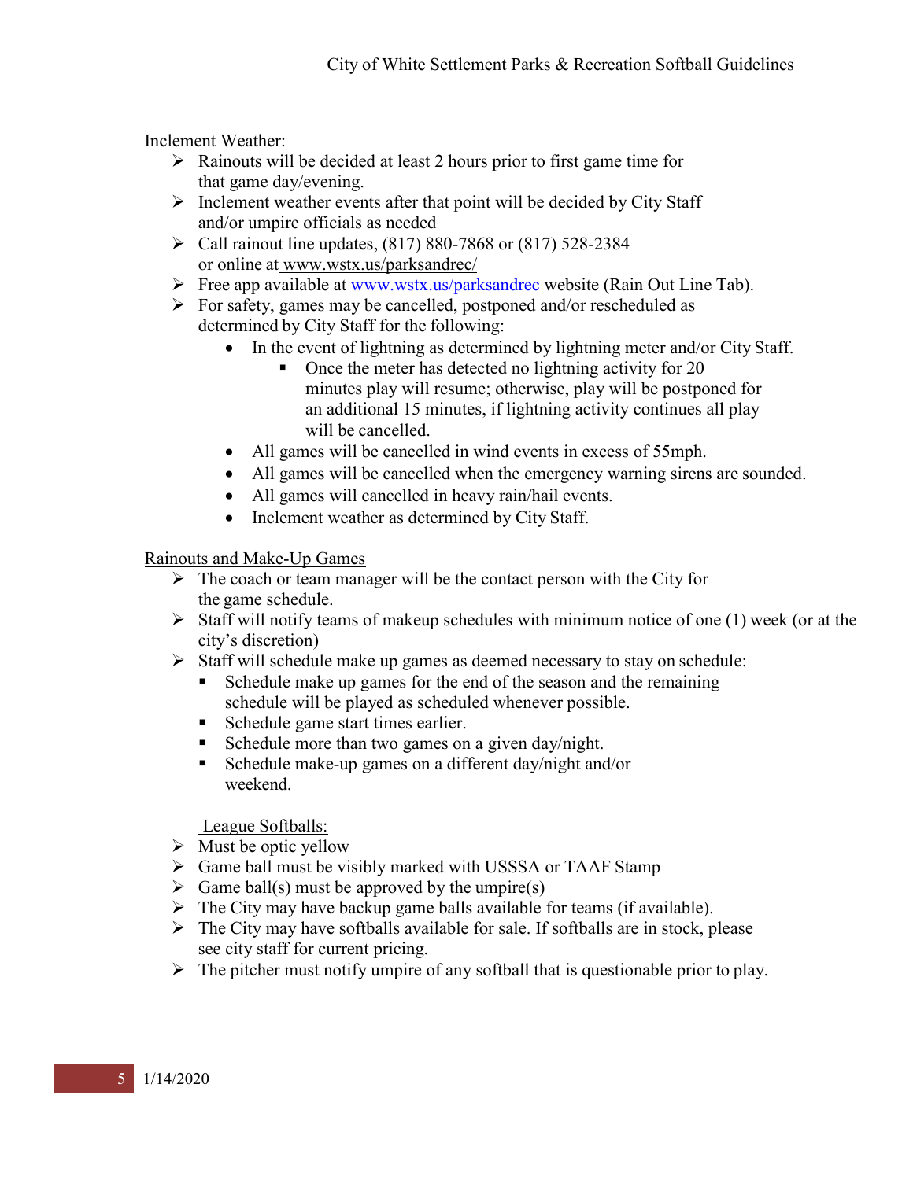Inclement Weather:

- Rainouts will be decided at least 2 hours prior to first game time for that game day/evening.
- Inclement weather events after that point will be decided by City Staff and/or umpire officials as needed
- Call rainout line updates, (817) 880-7868 or (817) 528-2384 or online at www.wstx.us/parksandrec/
- Free app available at www.wstx.us/parksandrec website (Rain Out Line Tab).
- For safety, games may be cancelled, postponed and/or rescheduled as determined by City Staff for the following:
  - In the event of lightning as determined by lightning meter and/or City Staff.
    - Once the meter has detected no lightning activity for 20 minutes play will resume; otherwise, play will be postponed for an additional 15 minutes, if lightning activity continues all play will be cancelled.
  - All games will be cancelled in wind events in excess of 55mph.
  - All games will be cancelled when the emergency warning sirens are sounded.
  - All games will cancelled in heavy rain/hail events.
  - Inclement weather as determined by City Staff.

Rainouts and Make-Up Games

- The coach or team manager will be the contact person with the City for the game schedule.
- Staff will notify teams of makeup schedules with minimum notice of one (1) week (or at the city's discretion)
- Staff will schedule make up games as deemed necessary to stay on schedule:
  - Schedule make up games for the end of the season and the remaining schedule will be played as scheduled whenever possible.
  - Schedule game start times earlier.
  - Schedule more than two games on a given day/night.
  - Schedule make-up games on a different day/night and/or weekend.

League Softballs:

- Must be optic yellow
- Game ball must be visibly marked with USSSA or TAAF Stamp
- Game ball(s) must be approved by the umpire(s)
- The City may have backup game balls available for teams (if available).
- The City may have softballs available for sale. If softballs are in stock, please see city staff for current pricing.
- The pitcher must notify umpire of any softball that is questionable prior to play.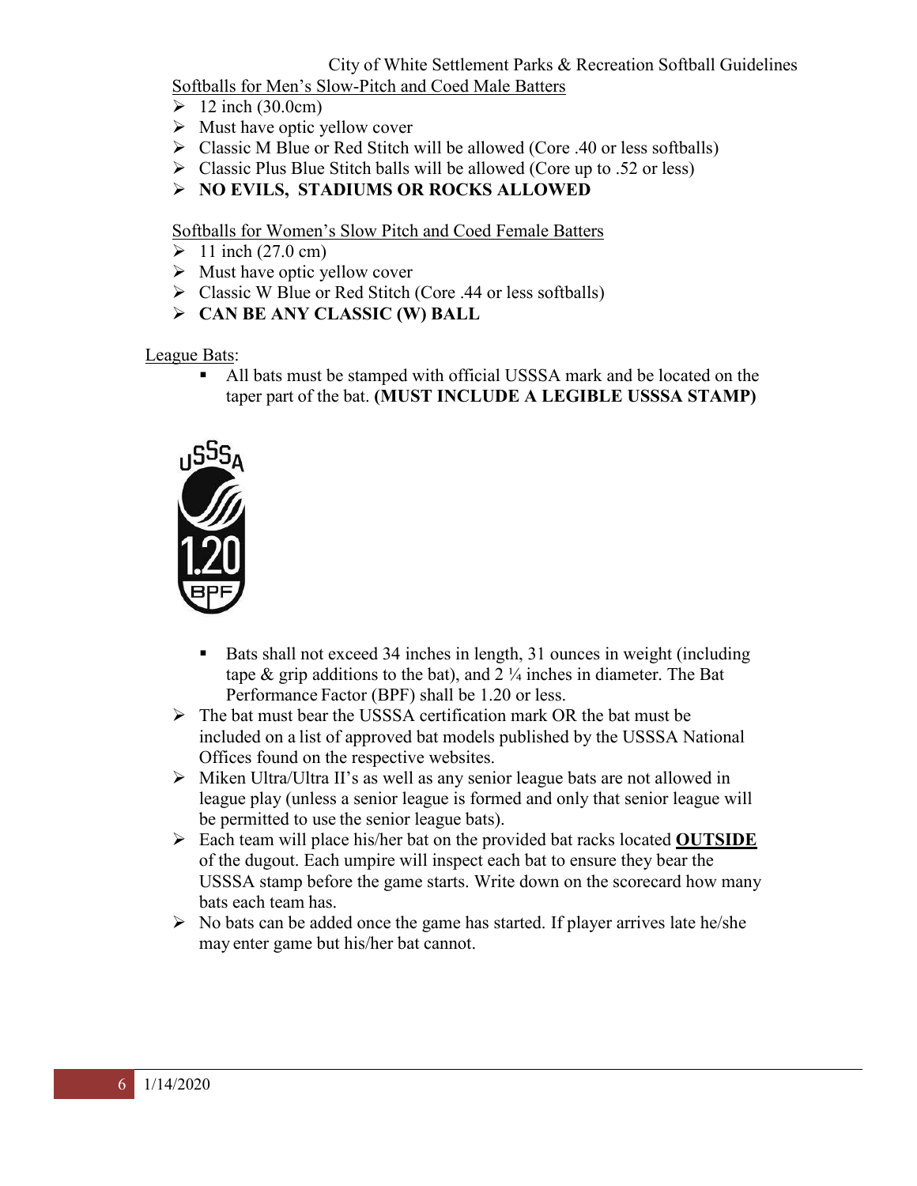Softballs for Men's Slow-Pitch and Coed Male Batters

- 12 inch (30.0cm)
- Must have optic yellow cover
- Classic M Blue or Red Stitch will be allowed (Core .40 or less softballs)
- Classic Plus Blue Stitch balls will be allowed (Core up to .52 or less)
- **NO EVILS, STADIUMS OR ROCKS ALLOWED**

Softballs for Women's Slow Pitch and Coed Female Batters

- 11 inch (27.0 cm)
- Must have optic yellow cover
- Classic W Blue or Red Stitch (Core .44 or less softballs)
- **CAN BE ANY CLASSIC (W) BALL**

League Bats:

- All bats must be stamped with official USSSA mark and be located on the taper part of the bat. **(MUST INCLUDE A LEGIBLE USSSA STAMP)**

USSSA 1.20 BPF

- Bats shall not exceed 34 inches in length, 31 ounces in weight (including tape & grip additions to the bat), and 2 ¼ inches in diameter. The Bat Performance Factor (BPF) shall be 1.20 or less.

- The bat must bear the USSSA certification mark OR the bat must be included on a list of approved bat models published by the USSSA National Offices found on the respective websites.
- Miken Ultra/Ultra II's as well as any senior league bats are not allowed in league play (unless a senior league is formed and only that senior league will be permitted to use the senior league bats).
- Each team will place his/her bat on the provided bat racks located **OUTSIDE** of the dugout. Each umpire will inspect each bat to ensure they bear the USSSA stamp before the game starts. Write down on the scorecard how many bats each team has.
- No bats can be added once the game has started. If player arrives late he/she may enter game but his/her bat cannot.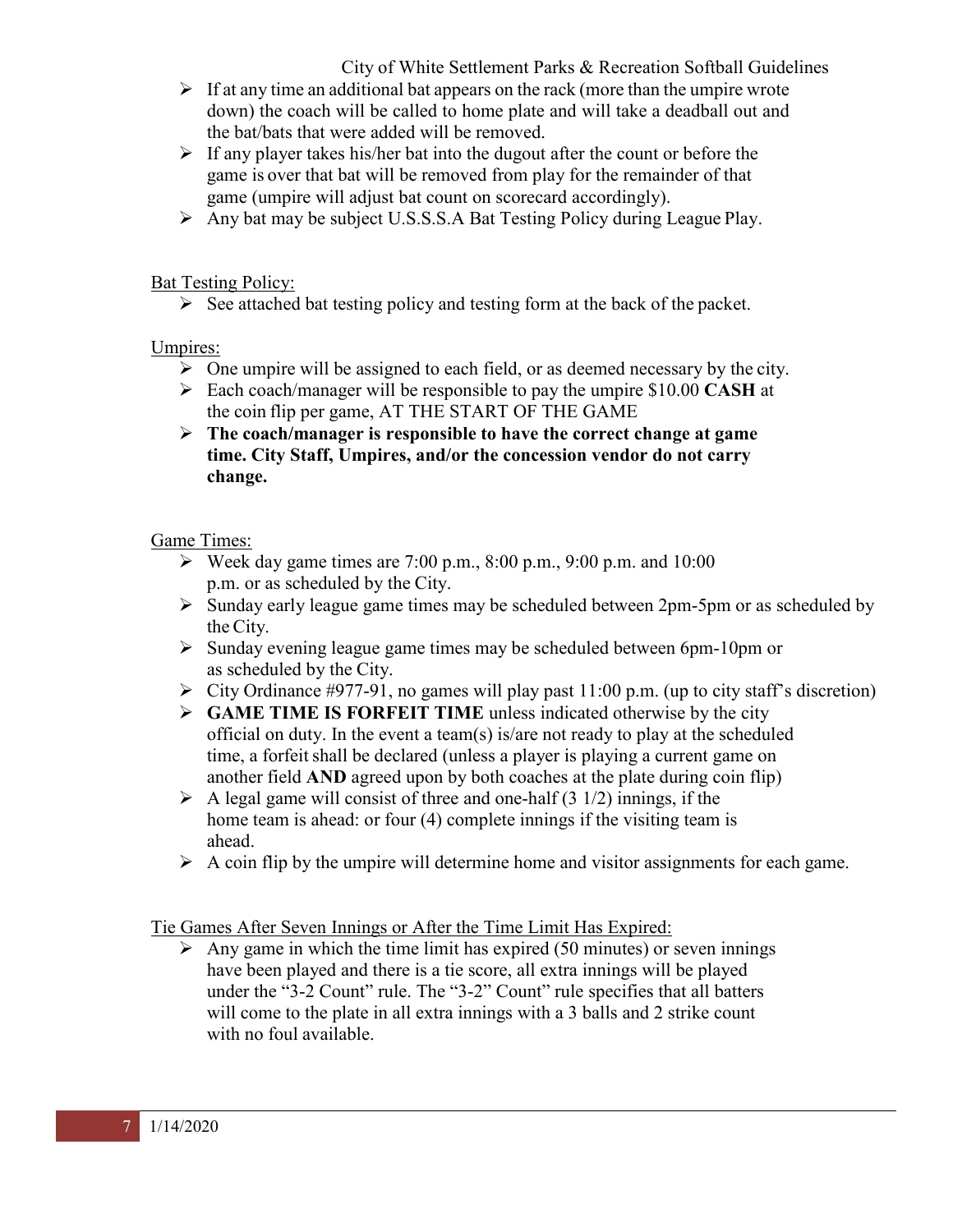- If at any time an additional bat appears on the rack (more than the umpire wrote down) the coach will be called to home plate and will take a deadball out and the bat/bats that were added will be removed.
- If any player takes his/her bat into the dugout after the count or before the game is over that bat will be removed from play for the remainder of that game (umpire will adjust bat count on scorecard accordingly).
- Any bat may be subject U.S.S.S.A Bat Testing Policy during League Play.

Bat Testing Policy:

- See attached bat testing policy and testing form at the back of the packet.

Umpires:

- One umpire will be assigned to each field, or as deemed necessary by the city.
- Each coach/manager will be responsible to pay the umpire $10.00 **CASH** at the coin flip per game, AT THE START OF THE GAME
- **The coach/manager is responsible to have the correct change at game time. City Staff, Umpires, and/or the concession vendor do not carry change.**

Game Times:

- Week day game times are 7:00 p.m., 8:00 p.m., 9:00 p.m. and 10:00 p.m. or as scheduled by the City.
- Sunday early league game times may be scheduled between 2pm-5pm or as scheduled by the City.
- Sunday evening league game times may be scheduled between 6pm-10pm or as scheduled by the City.
- City Ordinance #977-91, no games will play past 11:00 p.m. (up to city staff's discretion)
- **GAME TIME IS FORFEIT TIME** unless indicated otherwise by the city official on duty. In the event a team(s) is/are not ready to play at the scheduled time, a forfeit shall be declared (unless a player is playing a current game on another field **AND** agreed upon by both coaches at the plate during coin flip)
- A legal game will consist of three and one-half (3 1/2) innings, if the home team is ahead: or four (4) complete innings if the visiting team is ahead.
- A coin flip by the umpire will determine home and visitor assignments for each game.

Tie Games After Seven Innings or After the Time Limit Has Expired:

- Any game in which the time limit has expired (50 minutes) or seven innings have been played and there is a tie score, all extra innings will be played under the "3-2 Count" rule. The "3-2" Count" rule specifies that all batters will come to the plate in all extra innings with a 3 balls and 2 strike count with no foul available.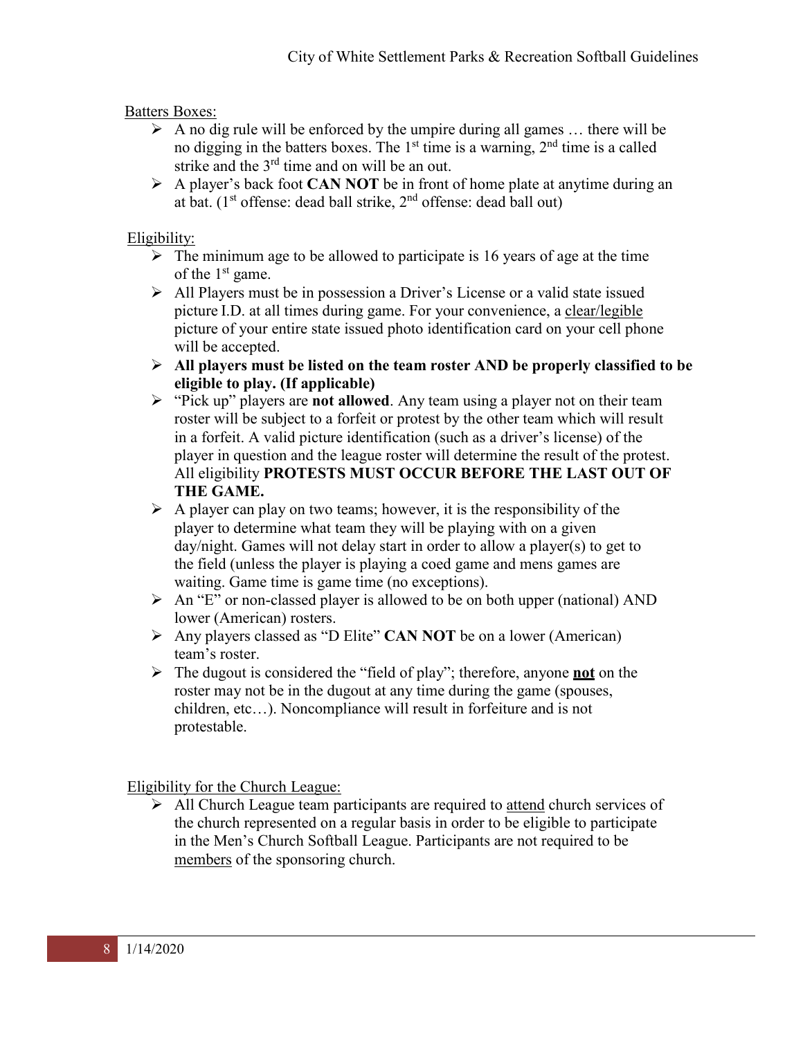Batters Boxes:

- A no dig rule will be enforced by the umpire during all games … there will be no digging in the batters boxes. The 1st time is a warning, 2nd time is a called strike and the 3rd time and on will be an out.
- A player's back foot **CAN NOT** be in front of home plate at anytime during an at bat. (1st offense: dead ball strike, 2nd offense: dead ball out)

Eligibility:

- The minimum age to be allowed to participate is 16 years of age at the time of the 1st game.
- All Players must be in possession a Driver's License or a valid state issued picture I.D. at all times during game. For your convenience, a clear/legible picture of your entire state issued photo identification card on your cell phone will be accepted.
- **All players must be listed on the team roster AND be properly classified to be eligible to play. (If applicable)**
- "Pick up" players are **not allowed**. Any team using a player not on their team roster will be subject to a forfeit or protest by the other team which will result in a forfeit. A valid picture identification (such as a driver's license) of the player in question and the league roster will determine the result of the protest. All eligibility **PROTESTS MUST OCCUR BEFORE THE LAST OUT OF THE GAME.**
- A player can play on two teams; however, it is the responsibility of the player to determine what team they will be playing with on a given day/night. Games will not delay start in order to allow a player(s) to get to the field (unless the player is playing a coed game and mens games are waiting. Game time is game time (no exceptions).
- An "E" or non-classed player is allowed to be on both upper (national) AND lower (American) rosters.
- Any players classed as "D Elite" **CAN NOT** be on a lower (American) team's roster.
- The dugout is considered the "field of play"; therefore, anyone **not** on the roster may not be in the dugout at any time during the game (spouses, children, etc…). Noncompliance will result in forfeiture and is not protestable.

Eligibility for the Church League:

- All Church League team participants are required to attend church services of the church represented on a regular basis in order to be eligible to participate in the Men's Church Softball League. Participants are not required to be members of the sponsoring church.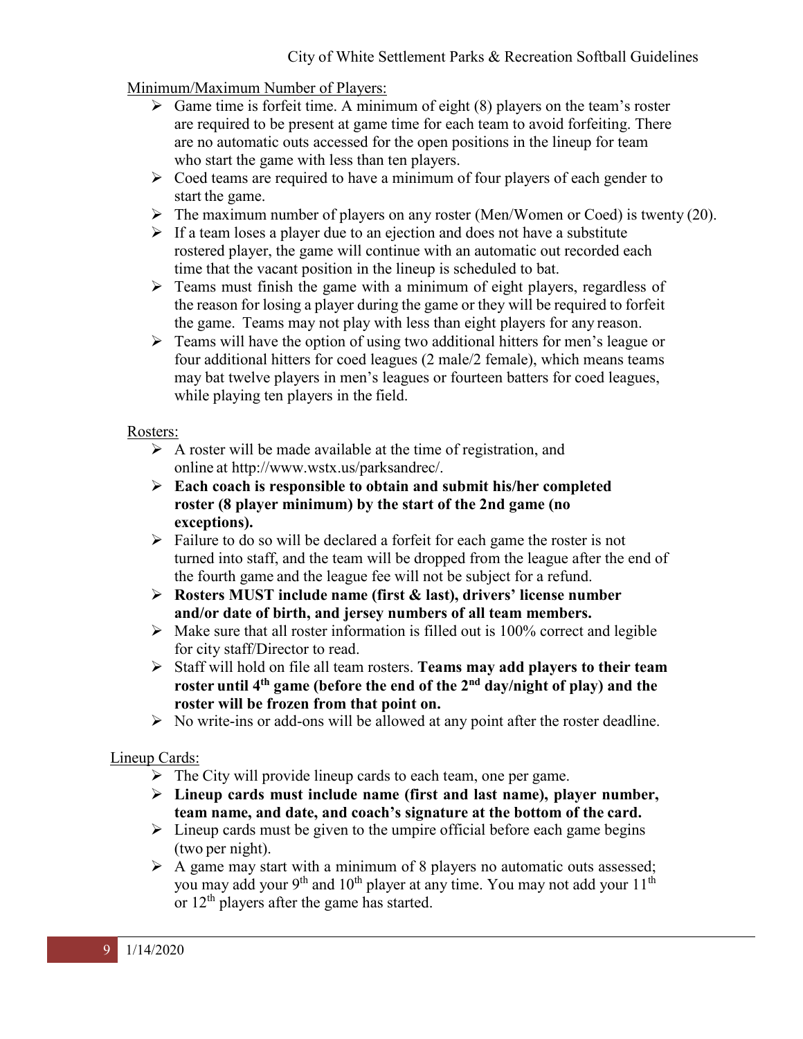Minimum/Maximum Number of Players:

- Game time is forfeit time. A minimum of eight (8) players on the team's roster are required to be present at game time for each team to avoid forfeiting. There are no automatic outs accessed for the open positions in the lineup for team who start the game with less than ten players.
- Coed teams are required to have a minimum of four players of each gender to start the game.
- The maximum number of players on any roster (Men/Women or Coed) is twenty (20).
- If a team loses a player due to an ejection and does not have a substitute rostered player, the game will continue with an automatic out recorded each time that the vacant position in the lineup is scheduled to bat.
- Teams must finish the game with a minimum of eight players, regardless of the reason for losing a player during the game or they will be required to forfeit the game. Teams may not play with less than eight players for any reason.
- Teams will have the option of using two additional hitters for men's league or four additional hitters for coed leagues (2 male/2 female), which means teams may bat twelve players in men's leagues or fourteen batters for coed leagues, while playing ten players in the field.

Rosters:

- A roster will be made available at the time of registration, and online at http://www.wstx.us/parksandrec/.
- **Each coach is responsible to obtain and submit his/her completed roster (8 player minimum) by the start of the 2nd game (no exceptions).**
- Failure to do so will be declared a forfeit for each game the roster is not turned into staff, and the team will be dropped from the league after the end of the fourth game and the league fee will not be subject for a refund.
- **Rosters MUST include name (first & last), drivers' license number and/or date of birth, and jersey numbers of all team members.**
- Make sure that all roster information is filled out is 100% correct and legible for city staff/Director to read.
- Staff will hold on file all team rosters. **Teams may add players to their team roster until 4th game (before the end of the 2nd day/night of play) and the roster will be frozen from that point on.**
- No write-ins or add-ons will be allowed at any point after the roster deadline.

Lineup Cards:

- The City will provide lineup cards to each team, one per game.
- **Lineup cards must include name (first and last name), player number, team name, and date, and coach's signature at the bottom of the card.**
- Lineup cards must be given to the umpire official before each game begins (two per night).
- A game may start with a minimum of 8 players no automatic outs assessed; you may add your 9th and 10th player at any time. You may not add your 11th or 12th players after the game has started.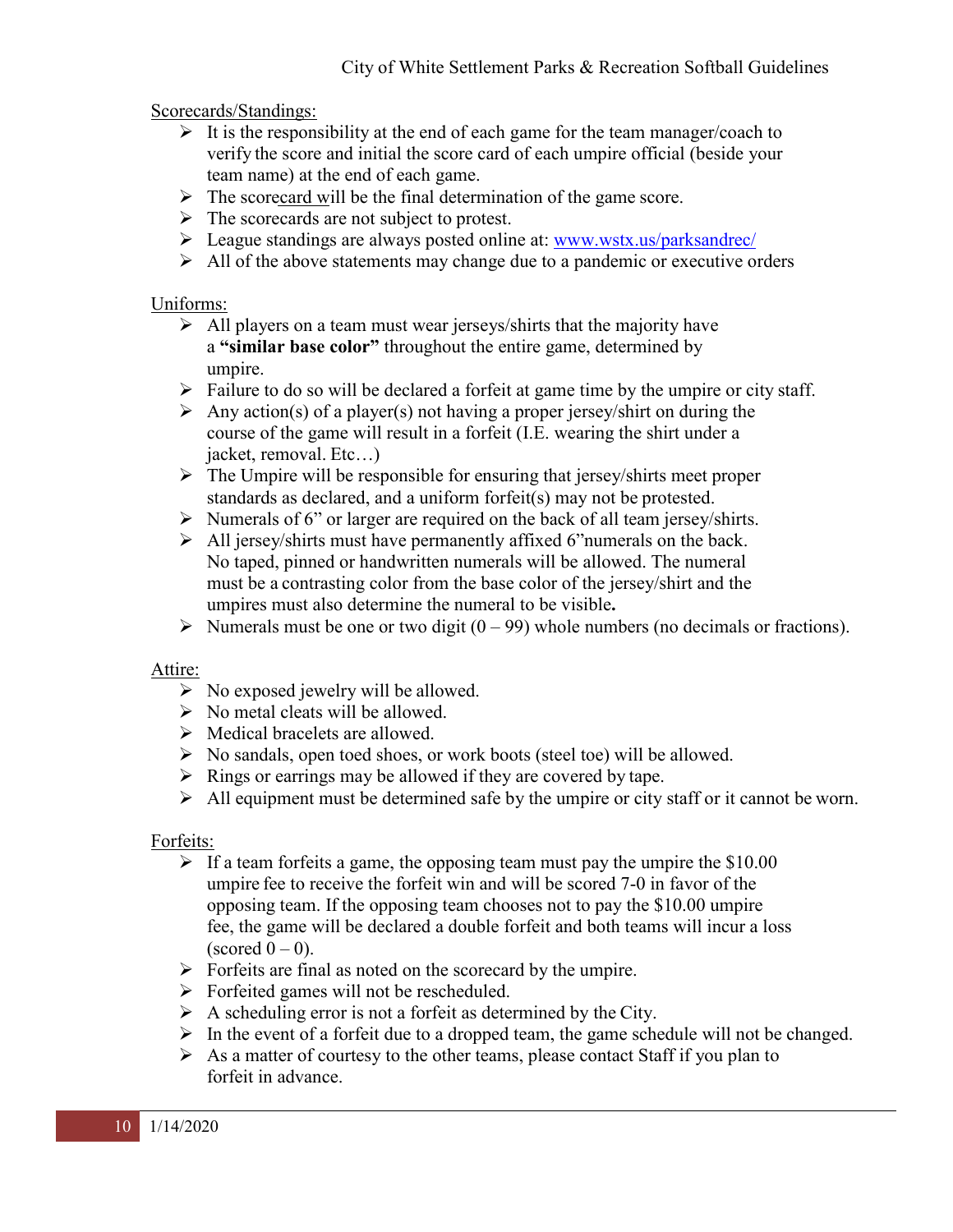Scorecards/Standings:

- It is the responsibility at the end of each game for the team manager/coach to verify the score and initial the score card of each umpire official (beside your team name) at the end of each game.
- The scorecard will be the final determination of the game score.
- The scorecards are not subject to protest.
- League standings are always posted online at: [www.wstx.us/parksandrec/](http://www.wstx.us/parksandrec/)
- All of the above statements may change due to a pandemic or executive orders

Uniforms:

- All players on a team must wear jerseys/shirts that the majority have a **"similar base color"** throughout the entire game, determined by umpire.
- Failure to do so will be declared a forfeit at game time by the umpire or city staff.
- Any action(s) of a player(s) not having a proper jersey/shirt on during the course of the game will result in a forfeit (I.E. wearing the shirt under a jacket, removal. Etc…)
- The Umpire will be responsible for ensuring that jersey/shirts meet proper standards as declared, and a uniform forfeit(s) may not be protested.
- Numerals of 6" or larger are required on the back of all team jersey/shirts.
- All jersey/shirts must have permanently affixed 6"numerals on the back. No taped, pinned or handwritten numerals will be allowed. The numeral must be a contrasting color from the base color of the jersey/shirt and the umpires must also determine the numeral to be visible**.**
- Numerals must be one or two digit (0 – 99) whole numbers (no decimals or fractions).

Attire:

- No exposed jewelry will be allowed.
- No metal cleats will be allowed.
- Medical bracelets are allowed.
- No sandals, open toed shoes, or work boots (steel toe) will be allowed.
- Rings or earrings may be allowed if they are covered by tape.
- All equipment must be determined safe by the umpire or city staff or it cannot be worn.

Forfeits:

- If a team forfeits a game, the opposing team must pay the umpire the $10.00 umpire fee to receive the forfeit win and will be scored 7-0 in favor of the opposing team. If the opposing team chooses not to pay the $10.00 umpire fee, the game will be declared a double forfeit and both teams will incur a loss (scored 0 – 0).
- Forfeits are final as noted on the scorecard by the umpire.
- Forfeited games will not be rescheduled.
- A scheduling error is not a forfeit as determined by the City.
- In the event of a forfeit due to a dropped team, the game schedule will not be changed.
- As a matter of courtesy to the other teams, please contact Staff if you plan to forfeit in advance.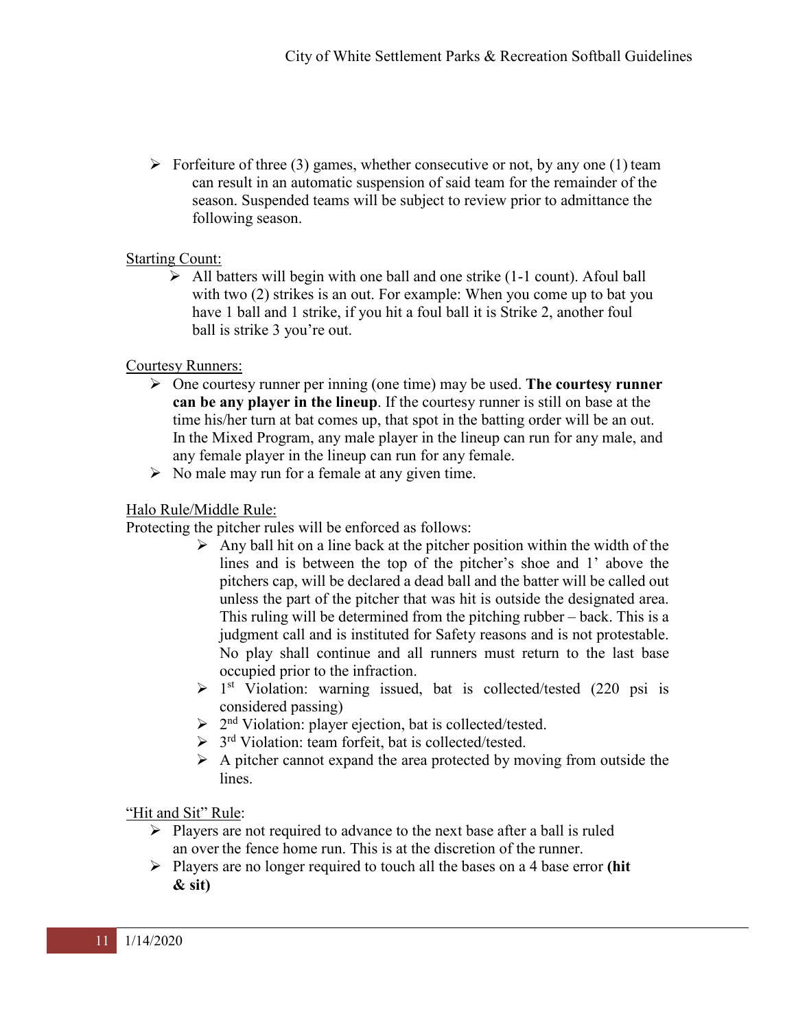- Forfeiture of three (3) games, whether consecutive or not, by any one (1) team can result in an automatic suspension of said team for the remainder of the season. Suspended teams will be subject to review prior to admittance the following season.

Starting Count:

- All batters will begin with one ball and one strike (1-1 count). Afoul ball with two (2) strikes is an out. For example: When you come up to bat you have 1 ball and 1 strike, if you hit a foul ball it is Strike 2, another foul ball is strike 3 you're out.

Courtesy Runners:

- One courtesy runner per inning (one time) may be used. **The courtesy runner can be any player in the lineup**. If the courtesy runner is still on base at the time his/her turn at bat comes up, that spot in the batting order will be an out. In the Mixed Program, any male player in the lineup can run for any male, and any female player in the lineup can run for any female.
- No male may run for a female at any given time.

Halo Rule/Middle Rule:

Protecting the pitcher rules will be enforced as follows:

- Any ball hit on a line back at the pitcher position within the width of the lines and is between the top of the pitcher's shoe and 1' above the pitchers cap, will be declared a dead ball and the batter will be called out unless the part of the pitcher that was hit is outside the designated area. This ruling will be determined from the pitching rubber – back. This is a judgment call and is instituted for Safety reasons and is not protestable. No play shall continue and all runners must return to the last base occupied prior to the infraction.
- 1st Violation: warning issued, bat is collected/tested (220 psi is considered passing)
- 2nd Violation: player ejection, bat is collected/tested.
- 3rd Violation: team forfeit, bat is collected/tested.
- A pitcher cannot expand the area protected by moving from outside the lines.

"Hit and Sit" Rule:

- Players are not required to advance to the next base after a ball is ruled an over the fence home run. This is at the discretion of the runner.
- Players are no longer required to touch all the bases on a 4 base error **(hit & sit)**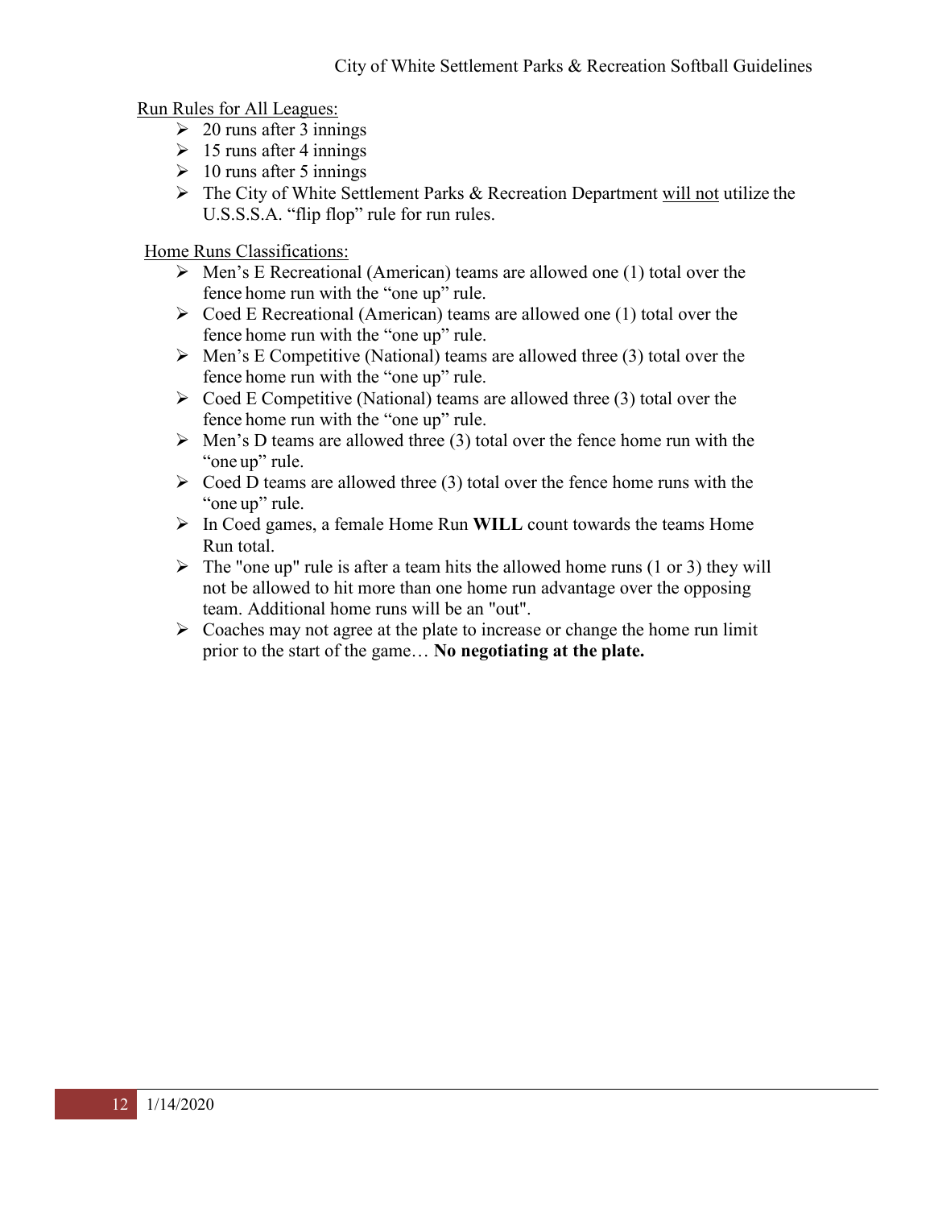Run Rules for All Leagues:

- 20 runs after 3 innings
- 15 runs after 4 innings
- 10 runs after 5 innings
- The City of White Settlement Parks & Recreation Department will not utilize the U.S.S.S.A. “flip flop” rule for run rules.

Home Runs Classifications:

- Men’s E Recreational (American) teams are allowed one (1) total over the fence home run with the “one up” rule.
- Coed E Recreational (American) teams are allowed one (1) total over the fence home run with the “one up” rule.
- Men’s E Competitive (National) teams are allowed three (3) total over the fence home run with the “one up” rule.
- Coed E Competitive (National) teams are allowed three (3) total over the fence home run with the “one up” rule.
- Men’s D teams are allowed three (3) total over the fence home run with the “one up” rule.
- Coed D teams are allowed three (3) total over the fence home runs with the “one up” rule.
- In Coed games, a female Home Run **WILL** count towards the teams Home Run total.
- The "one up" rule is after a team hits the allowed home runs (1 or 3) they will not be allowed to hit more than one home run advantage over the opposing team. Additional home runs will be an "out".
- Coaches may not agree at the plate to increase or change the home run limit prior to the start of the game… **No negotiating at the plate.**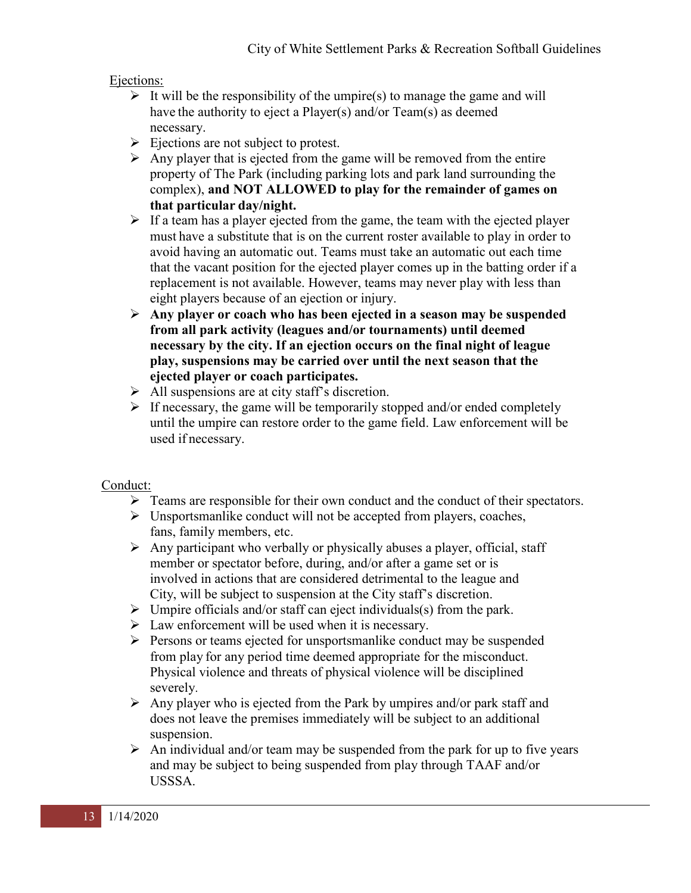Ejections:

- It will be the responsibility of the umpire(s) to manage the game and will have the authority to eject a Player(s) and/or Team(s) as deemed necessary.
- Ejections are not subject to protest.
- Any player that is ejected from the game will be removed from the entire property of The Park (including parking lots and park land surrounding the complex), **and NOT ALLOWED to play for the remainder of games on that particular day/night.**
- If a team has a player ejected from the game, the team with the ejected player must have a substitute that is on the current roster available to play in order to avoid having an automatic out. Teams must take an automatic out each time that the vacant position for the ejected player comes up in the batting order if a replacement is not available. However, teams may never play with less than eight players because of an ejection or injury.
- **Any player or coach who has been ejected in a season may be suspended from all park activity (leagues and/or tournaments) until deemed necessary by the city. If an ejection occurs on the final night of league play, suspensions may be carried over until the next season that the ejected player or coach participates.**
- All suspensions are at city staff's discretion.
- If necessary, the game will be temporarily stopped and/or ended completely until the umpire can restore order to the game field. Law enforcement will be used if necessary.

Conduct:

- Teams are responsible for their own conduct and the conduct of their spectators.
- Unsportsmanlike conduct will not be accepted from players, coaches, fans, family members, etc.
- Any participant who verbally or physically abuses a player, official, staff member or spectator before, during, and/or after a game set or is involved in actions that are considered detrimental to the league and City, will be subject to suspension at the City staff's discretion.
- Umpire officials and/or staff can eject individuals(s) from the park.
- Law enforcement will be used when it is necessary.
- Persons or teams ejected for unsportsmanlike conduct may be suspended from play for any period time deemed appropriate for the misconduct. Physical violence and threats of physical violence will be disciplined severely.
- Any player who is ejected from the Park by umpires and/or park staff and does not leave the premises immediately will be subject to an additional suspension.
- An individual and/or team may be suspended from the park for up to five years and may be subject to being suspended from play through TAAF and/or USSSA.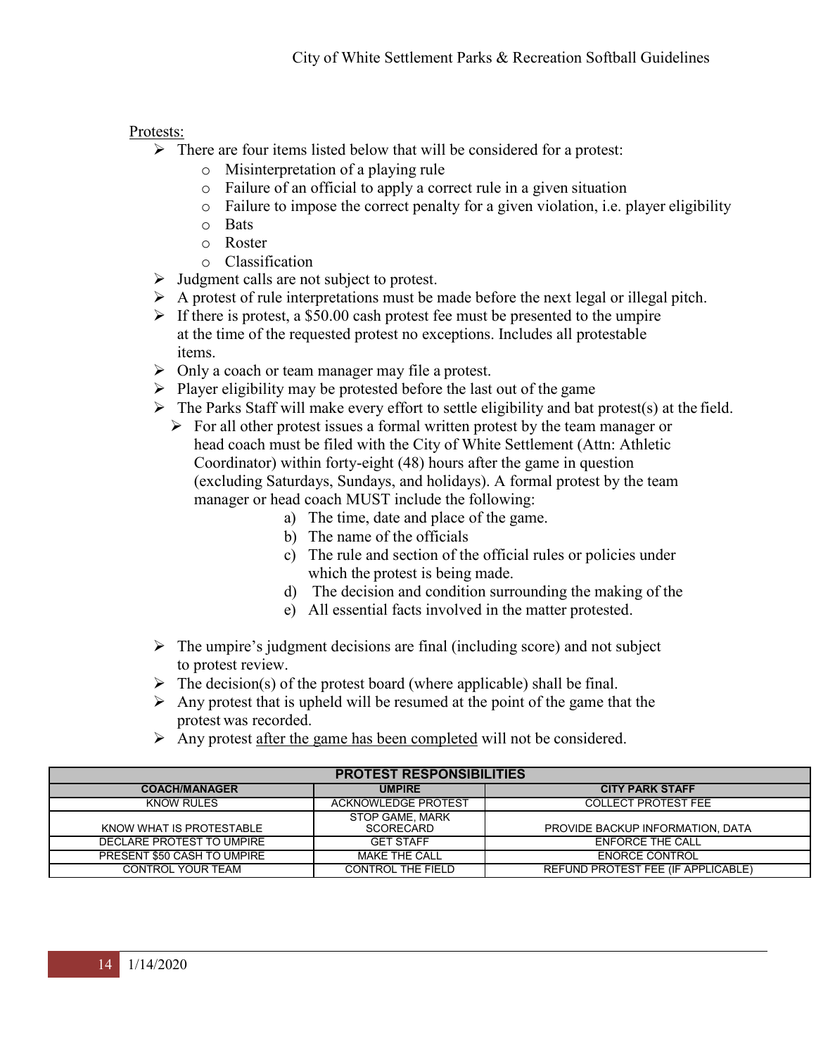Protests:

- There are four items listed below that will be considered for a protest:
  - Misinterpretation of a playing rule
  - Failure of an official to apply a correct rule in a given situation
  - Failure to impose the correct penalty for a given violation, i.e. player eligibility
  - Bats
  - Roster
  - Classification
- Judgment calls are not subject to protest.
- A protest of rule interpretations must be made before the next legal or illegal pitch.
- If there is protest, a $50.00 cash protest fee must be presented to the umpire at the time of the requested protest no exceptions. Includes all protestable items.
- Only a coach or team manager may file a protest.
- Player eligibility may be protested before the last out of the game
- The Parks Staff will make every effort to settle eligibility and bat protest(s) at the field.
  - For all other protest issues a formal written protest by the team manager or head coach must be filed with the City of White Settlement (Attn: Athletic Coordinator) within forty-eight (48) hours after the game in question (excluding Saturdays, Sundays, and holidays). A formal protest by the team manager or head coach MUST include the following:
    a) The time, date and place of the game.
    b) The name of the officials
    c) The rule and section of the official rules or policies under which the protest is being made.
    d) The decision and condition surrounding the making of the
    e) All essential facts involved in the matter protested.
- The umpire's judgment decisions are final (including score) and not subject to protest review.
- The decision(s) of the protest board (where applicable) shall be final.
- Any protest that is upheld will be resumed at the point of the game that the protest was recorded.
- Any protest <u>after the game has been completed</u> will not be considered.

| PROTEST RESPONSIBILITIES | | |
|---|---|---|
| **COACH/MANAGER** | **UMPIRE** | **CITY PARK STAFF** |
| KNOW RULES | ACKNOWLEDGE PROTEST | COLLECT PROTEST FEE |
| KNOW WHAT IS PROTESTABLE | STOP GAME, MARK SCORECARD | PROVIDE BACKUP INFORMATION, DATA |
| DECLARE PROTEST TO UMPIRE | GET STAFF | ENFORCE THE CALL |
| PRESENT $50 CASH TO UMPIRE | MAKE THE CALL | ENORCE CONTROL |
| CONTROL YOUR TEAM | CONTROL THE FIELD | REFUND PROTEST FEE (IF APPLICABLE) |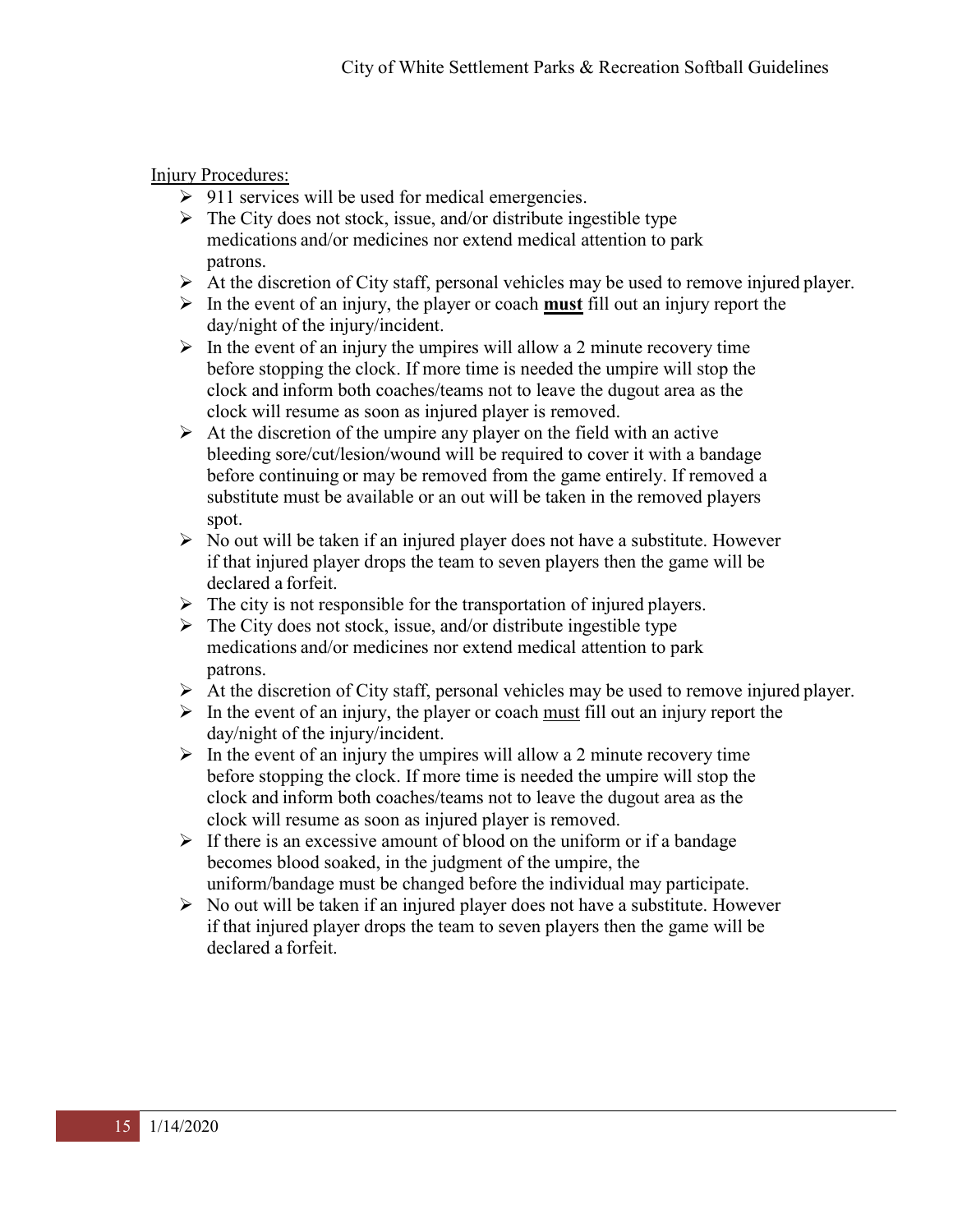<u>Injury Procedures:</u>

- 911 services will be used for medical emergencies.
- The City does not stock, issue, and/or distribute ingestible type medications and/or medicines nor extend medical attention to park patrons.
- At the discretion of City staff, personal vehicles may be used to remove injured player.
- In the event of an injury, the player or coach <u>**must**</u> fill out an injury report the day/night of the injury/incident.
- In the event of an injury the umpires will allow a 2 minute recovery time before stopping the clock. If more time is needed the umpire will stop the clock and inform both coaches/teams not to leave the dugout area as the clock will resume as soon as injured player is removed.
- At the discretion of the umpire any player on the field with an active bleeding sore/cut/lesion/wound will be required to cover it with a bandage before continuing or may be removed from the game entirely. If removed a substitute must be available or an out will be taken in the removed players spot.
- No out will be taken if an injured player does not have a substitute. However if that injured player drops the team to seven players then the game will be declared a forfeit.
- The city is not responsible for the transportation of injured players.
- The City does not stock, issue, and/or distribute ingestible type medications and/or medicines nor extend medical attention to park patrons.
- At the discretion of City staff, personal vehicles may be used to remove injured player.
- In the event of an injury, the player or coach <u>must</u> fill out an injury report the day/night of the injury/incident.
- In the event of an injury the umpires will allow a 2 minute recovery time before stopping the clock. If more time is needed the umpire will stop the clock and inform both coaches/teams not to leave the dugout area as the clock will resume as soon as injured player is removed.
- If there is an excessive amount of blood on the uniform or if a bandage becomes blood soaked, in the judgment of the umpire, the uniform/bandage must be changed before the individual may participate.
- No out will be taken if an injured player does not have a substitute. However if that injured player drops the team to seven players then the game will be declared a forfeit.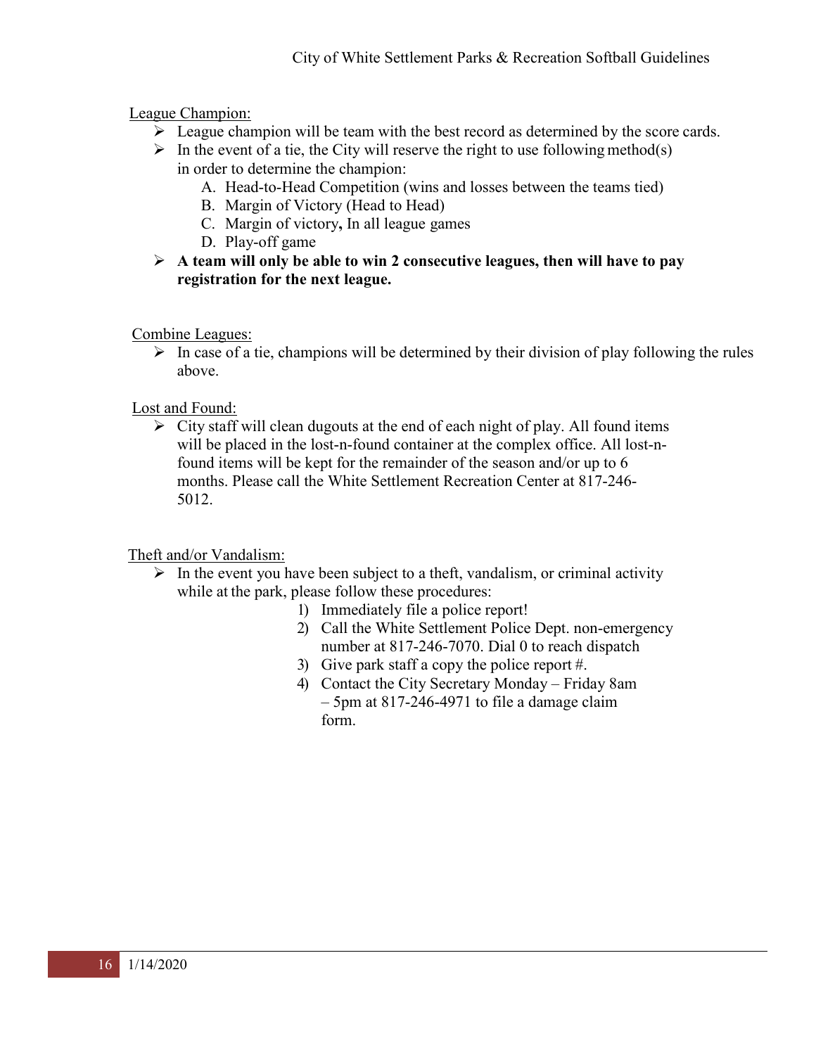League Champion:

- League champion will be team with the best record as determined by the score cards.
- In the event of a tie, the City will reserve the right to use following method(s) in order to determine the champion:
  - A. Head-to-Head Competition (wins and losses between the teams tied)
  - B. Margin of Victory (Head to Head)
  - C. Margin of victory**,** In all league games
  - D. Play-off game
- **A team will only be able to win 2 consecutive leagues, then will have to pay registration for the next league.**

Combine Leagues:

- In case of a tie, champions will be determined by their division of play following the rules above.

Lost and Found:

- City staff will clean dugouts at the end of each night of play. All found items will be placed in the lost-n-found container at the complex office. All lost-n-found items will be kept for the remainder of the season and/or up to 6 months. Please call the White Settlement Recreation Center at 817-246-5012.

Theft and/or Vandalism:

- In the event you have been subject to a theft, vandalism, or criminal activity while at the park, please follow these procedures:
  1) Immediately file a police report!
  2) Call the White Settlement Police Dept. non-emergency number at 817-246-7070. Dial 0 to reach dispatch
  3) Give park staff a copy the police report #.
  4) Contact the City Secretary Monday – Friday 8am – 5pm at 817-246-4971 to file a damage claim form.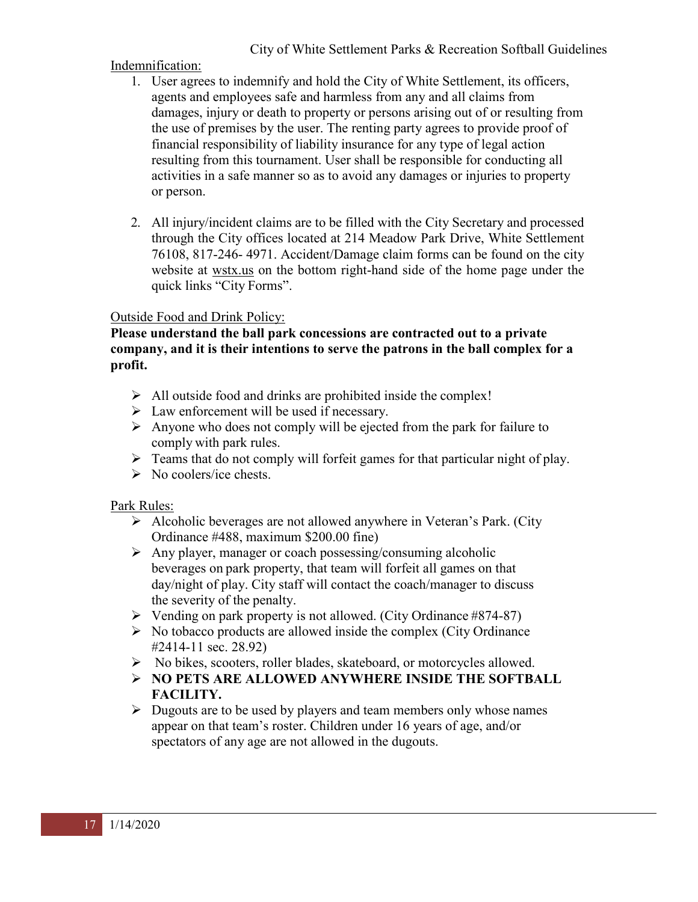Indemnification:

1. User agrees to indemnify and hold the City of White Settlement, its officers, agents and employees safe and harmless from any and all claims from damages, injury or death to property or persons arising out of or resulting from the use of premises by the user. The renting party agrees to provide proof of financial responsibility of liability insurance for any type of legal action resulting from this tournament. User shall be responsible for conducting all activities in a safe manner so as to avoid any damages or injuries to property or person.

2. All injury/incident claims are to be filled with the City Secretary and processed through the City offices located at 214 Meadow Park Drive, White Settlement 76108, 817-246- 4971. Accident/Damage claim forms can be found on the city website at wstx.us on the bottom right-hand side of the home page under the quick links "City Forms".

Outside Food and Drink Policy:

**Please understand the ball park concessions are contracted out to a private company, and it is their intentions to serve the patrons in the ball complex for a profit.**

- All outside food and drinks are prohibited inside the complex!
- Law enforcement will be used if necessary.
- Anyone who does not comply will be ejected from the park for failure to comply with park rules.
- Teams that do not comply will forfeit games for that particular night of play.
- No coolers/ice chests.

Park Rules:

- Alcoholic beverages are not allowed anywhere in Veteran's Park. (City Ordinance #488, maximum $200.00 fine)
- Any player, manager or coach possessing/consuming alcoholic beverages on park property, that team will forfeit all games on that day/night of play. City staff will contact the coach/manager to discuss the severity of the penalty.
- Vending on park property is not allowed. (City Ordinance #874-87)
- No tobacco products are allowed inside the complex (City Ordinance #2414-11 sec. 28.92)
- No bikes, scooters, roller blades, skateboard, or motorcycles allowed.
- **NO PETS ARE ALLOWED ANYWHERE INSIDE THE SOFTBALL FACILITY.**
- Dugouts are to be used by players and team members only whose names appear on that team's roster. Children under 16 years of age, and/or spectators of any age are not allowed in the dugouts.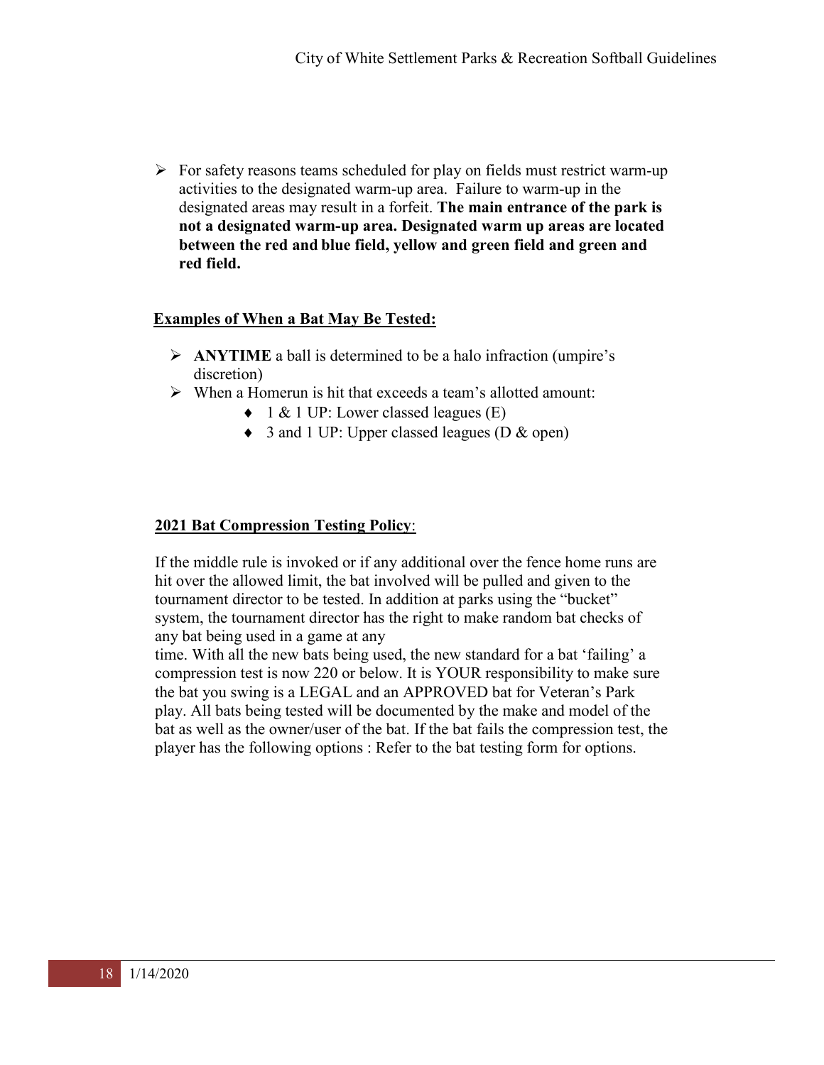- For safety reasons teams scheduled for play on fields must restrict warm-up activities to the designated warm-up area. Failure to warm-up in the designated areas may result in a forfeit. **The main entrance of the park is not a designated warm-up area. Designated warm up areas are located between the red and blue field, yellow and green field and green and red field.**

**<u>Examples of When a Bat May Be Tested:</u>**

- **ANYTIME** a ball is determined to be a halo infraction (umpire's discretion)
- When a Homerun is hit that exceeds a team's allotted amount:
  - 1 & 1 UP: Lower classed leagues (E)
  - 3 and 1 UP: Upper classed leagues (D & open)

**<u>2021 Bat Compression Testing Policy</u>**:

If the middle rule is invoked or if any additional over the fence home runs are hit over the allowed limit, the bat involved will be pulled and given to the tournament director to be tested. In addition at parks using the "bucket" system, the tournament director has the right to make random bat checks of any bat being used in a game at any time. With all the new bats being used, the new standard for a bat 'failing' a compression test is now 220 or below. It is YOUR responsibility to make sure the bat you swing is a LEGAL and an APPROVED bat for Veteran's Park play. All bats being tested will be documented by the make and model of the bat as well as the owner/user of the bat. If the bat fails the compression test, the player has the following options : Refer to the bat testing form for options.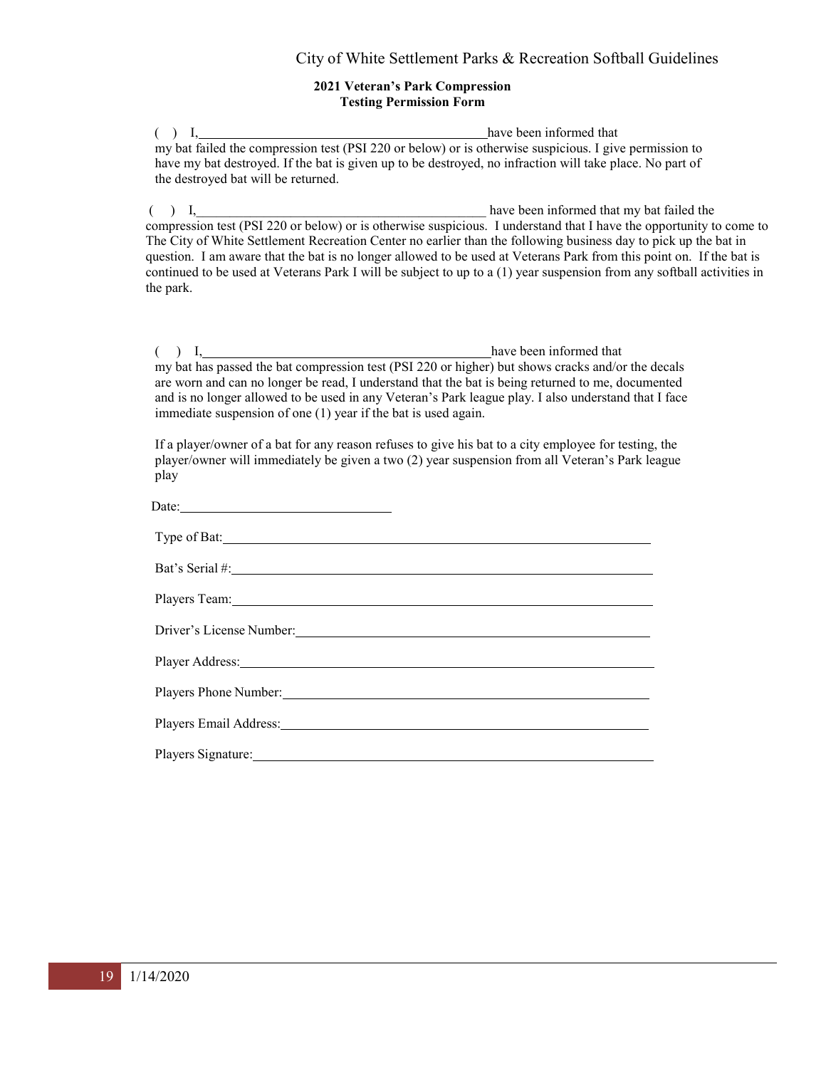## 2021 Veteran's Park Compression Testing Permission Form

( ) I,\_\_\_\_\_\_\_\_\_\_\_\_\_\_\_\_\_\_\_\_\_\_\_\_\_\_\_\_\_\_\_\_\_\_\_\_\_\_\_\_have been informed that my bat failed the compression test (PSI 220 or below) or is otherwise suspicious. I give permission to have my bat destroyed. If the bat is given up to be destroyed, no infraction will take place. No part of the destroyed bat will be returned.

( ) I,\_\_\_\_\_\_\_\_\_\_\_\_\_\_\_\_\_\_\_\_\_\_\_\_\_\_\_\_\_\_\_\_\_\_\_\_\_\_\_\_\_\_ have been informed that my bat failed the compression test (PSI 220 or below) or is otherwise suspicious. I understand that I have the opportunity to come to The City of White Settlement Recreation Center no earlier than the following business day to pick up the bat in question. I am aware that the bat is no longer allowed to be used at Veterans Park from this point on. If the bat is continued to be used at Veterans Park I will be subject to up to a (1) year suspension from any softball activities in the park.

( ) I,\_\_\_\_\_\_\_\_\_\_\_\_\_\_\_\_\_\_\_\_\_\_\_\_\_\_\_\_\_\_\_\_\_\_\_\_\_\_\_\_have been informed that my bat has passed the bat compression test (PSI 220 or higher) but shows cracks and/or the decals are worn and can no longer be read, I understand that the bat is being returned to me, documented and is no longer allowed to be used in any Veteran's Park league play. I also understand that I face immediate suspension of one (1) year if the bat is used again.

If a player/owner of a bat for any reason refuses to give his bat to a city employee for testing, the player/owner will immediately be given a two (2) year suspension from all Veteran's Park league play

Date:\_\_\_\_\_\_\_\_\_\_\_\_\_\_\_\_\_\_\_\_\_\_\_\_\_\_\_\_\_\_

Type of Bat:\_\_\_\_\_\_\_\_\_\_\_\_\_\_\_\_\_\_\_\_\_\_\_\_\_\_\_\_\_\_\_\_\_\_\_\_\_\_\_\_\_\_\_\_\_\_\_\_\_\_\_\_\_\_\_\_\_\_\_\_

Bat's Serial #:\_\_\_\_\_\_\_\_\_\_\_\_\_\_\_\_\_\_\_\_\_\_\_\_\_\_\_\_\_\_\_\_\_\_\_\_\_\_\_\_\_\_\_\_\_\_\_\_\_\_\_\_\_\_\_\_\_\_

Players Team:\_\_\_\_\_\_\_\_\_\_\_\_\_\_\_\_\_\_\_\_\_\_\_\_\_\_\_\_\_\_\_\_\_\_\_\_\_\_\_\_\_\_\_\_\_\_\_\_\_\_\_\_\_\_\_\_\_\_

Driver's License Number:\_\_\_\_\_\_\_\_\_\_\_\_\_\_\_\_\_\_\_\_\_\_\_\_\_\_\_\_\_\_\_\_\_\_\_\_\_\_\_\_\_\_\_\_\_\_\_\_

Player Address:\_\_\_\_\_\_\_\_\_\_\_\_\_\_\_\_\_\_\_\_\_\_\_\_\_\_\_\_\_\_\_\_\_\_\_\_\_\_\_\_\_\_\_\_\_\_\_\_\_\_\_\_\_\_\_\_\_\_

Players Phone Number:\_\_\_\_\_\_\_\_\_\_\_\_\_\_\_\_\_\_\_\_\_\_\_\_\_\_\_\_\_\_\_\_\_\_\_\_\_\_\_\_\_\_\_\_\_\_\_\_\_\_

Players Email Address:\_\_\_\_\_\_\_\_\_\_\_\_\_\_\_\_\_\_\_\_\_\_\_\_\_\_\_\_\_\_\_\_\_\_\_\_\_\_\_\_\_\_\_\_\_\_\_\_\_\_

Players Signature:\_\_\_\_\_\_\_\_\_\_\_\_\_\_\_\_\_\_\_\_\_\_\_\_\_\_\_\_\_\_\_\_\_\_\_\_\_\_\_\_\_\_\_\_\_\_\_\_\_\_\_\_\_\_\_